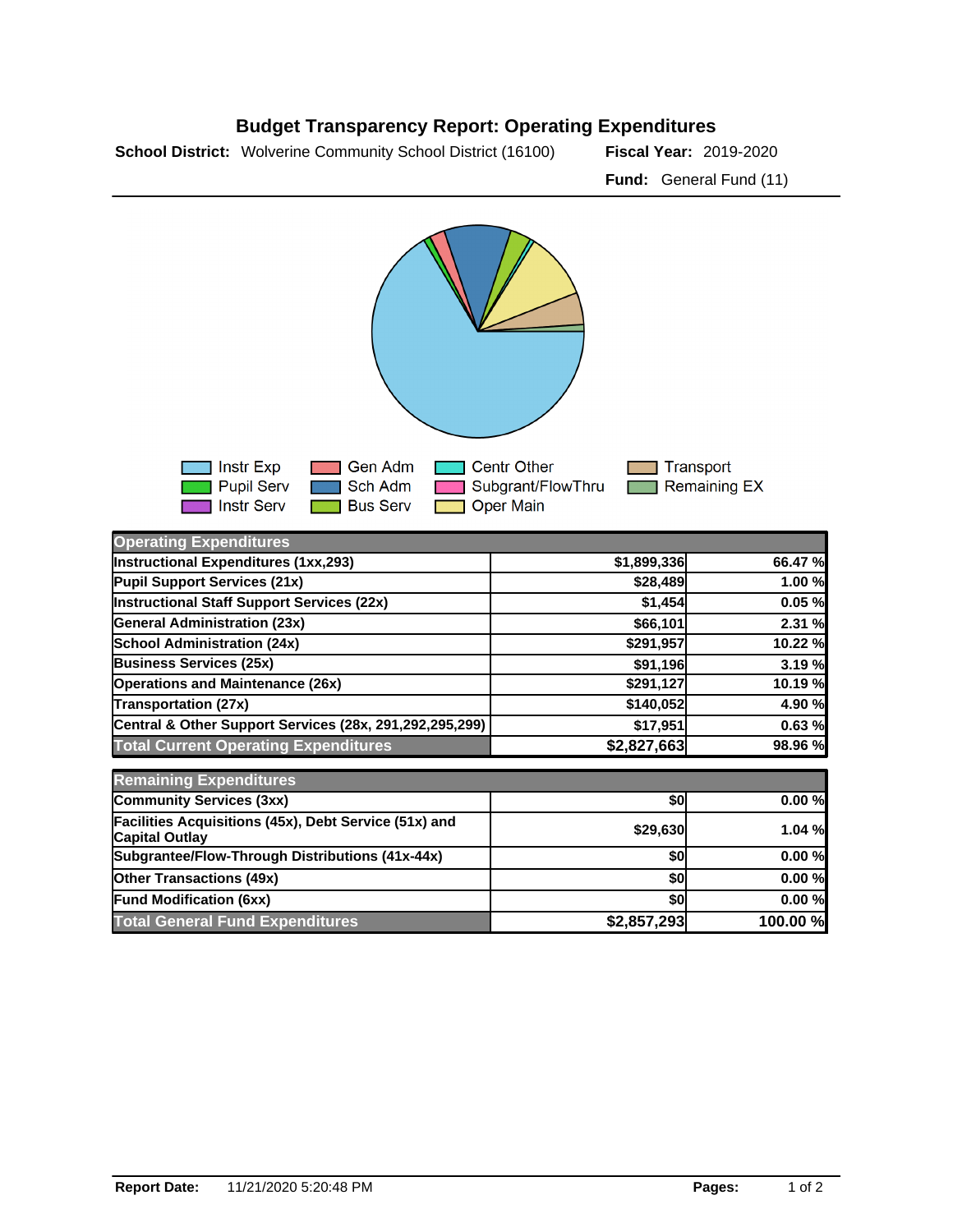# Budget Transparency Report: Operating Expenditures

**School District:** Wolverine Community School District (16100) **Fiscal Year:** 2019-2020

**Fund:** General Fund (11)

Instr Exp · Pupil Serv · Instr Serv · Gen Adm · Sch Adm · Bus Serv · Centr Other · Subgrant/FlowThru · Oper Main · Transport · Remaining EX

| Operating Expenditures | | |
|---|---|---|
| Instructional Expenditures (1xx,293) | $1,899,336 | 66.47 % |
| Pupil Support Services (21x) | $28,489 | 1.00 % |
| Instructional Staff Support Services (22x) | $1,454 | 0.05 % |
| General Administration (23x) | $66,101 | 2.31 % |
| School Administration (24x) | $291,957 | 10.22 % |
| Business Services (25x) | $91,196 | 3.19 % |
| Operations and Maintenance (26x) | $291,127 | 10.19 % |
| Transportation (27x) | $140,052 | 4.90 % |
| Central & Other Support Services (28x, 291,292,295,299) | $17,951 | 0.63 % |
| **Total Current Operating Expenditures** | **$2,827,663** | **98.96 %** |

| Remaining Expenditures | | |
|---|---|---|
| Community Services (3xx) | $0 | 0.00 % |
| Facilities Acquisitions (45x), Debt Service (51x) and Capital Outlay | $29,630 | 1.04 % |
| Subgrantee/Flow-Through Distributions (41x-44x) | $0 | 0.00 % |
| Other Transactions (49x) | $0 | 0.00 % |
| Fund Modification (6xx) | $0 | 0.00 % |
| **Total General Fund Expenditures** | **$2,857,293** | **100.00 %** |

**Report Date:** 11/21/2020 5:20:48 PM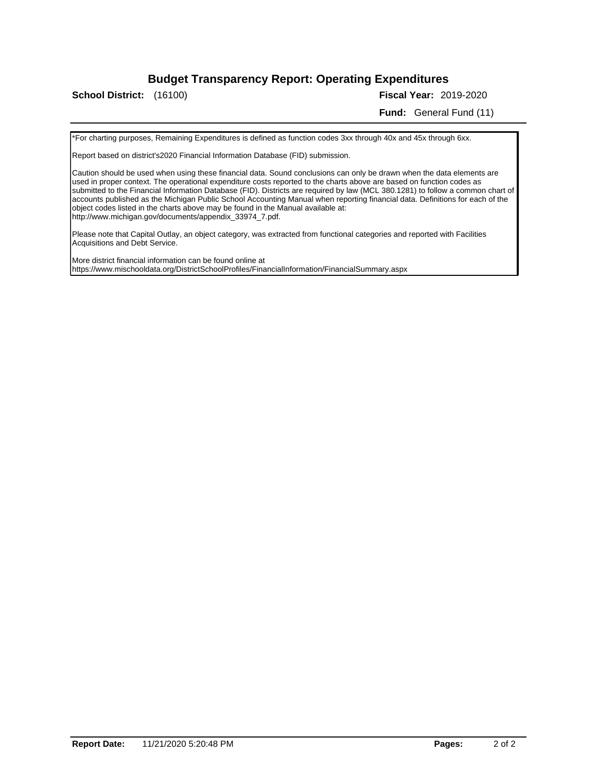# Budget Transparency Report: Operating Expenditures

**School District:** (16100)

**Fiscal Year:** 2019-2020

**Fund:** General Fund (11)

*For charting purposes, Remaining Expenditures is defined as function codes 3xx through 40x and 45x through 6xx.

Report based on district's2020 Financial Information Database (FID) submission.

Caution should be used when using these financial data. Sound conclusions can only be drawn when the data elements are used in proper context. The operational expenditure costs reported to the charts above are based on function codes as submitted to the Financial Information Database (FID). Districts are required by law (MCL 380.1281) to follow a common chart of accounts published as the Michigan Public School Accounting Manual when reporting financial data. Definitions for each of the object codes listed in the charts above may be found in the Manual available at: http://www.michigan.gov/documents/appendix_33974_7.pdf.

Please note that Capital Outlay, an object category, was extracted from functional categories and reported with Facilities Acquisitions and Debt Service.

More district financial information can be found online at https://www.mischooldata.org/DistrictSchoolProfiles/FinancialInformation/FinancialSummary.aspx

**Report Date:** 11/21/2020 5:20:48 PM